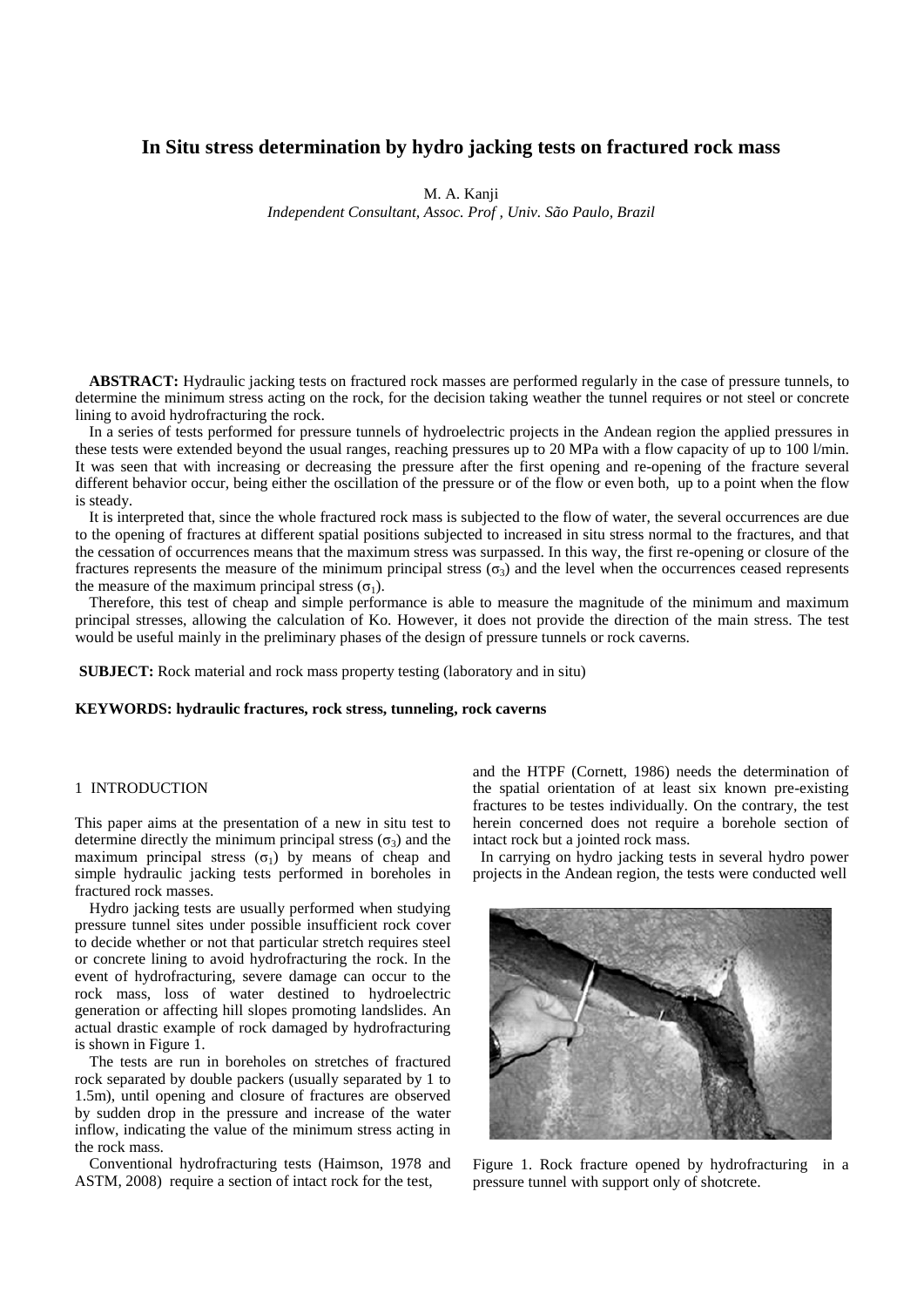# In Situ stress determination by hydro jacking tests on fractured rock mass

M. A. Kanji

*Independent Consultant, Assoc. Prof , Univ. São Paulo, Brazil*

**ABSTRACT:** Hydraulic jacking tests on fractured rock masses are performed regularly in the case of pressure tunnels, to determine the minimum stress acting on the rock, for the decision taking weather the tunnel requires or not steel or concrete lining to avoid hydrofracturing the rock.

In a series of tests performed for pressure tunnels of hydroelectric projects in the Andean region the applied pressures in these tests were extended beyond the usual ranges, reaching pressures up to 20 MPa with a flow capacity of up to 100 l/min. It was seen that with increasing or decreasing the pressure after the first opening and re-opening of the fracture several different behavior occur, being either the oscillation of the pressure or of the flow or even both, up to a point when the flow is steady.

It is interpreted that, since the whole fractured rock mass is subjected to the flow of water, the several occurrences are due to the opening of fractures at different spatial positions subjected to increased in situ stress normal to the fractures, and that the cessation of occurrences means that the maximum stress was surpassed. In this way, the first re-opening or closure of the fractures represents the measure of the minimum principal stress ($\sigma_3$) and the level when the occurrences ceased represents the measure of the maximum principal stress ($\sigma_1$).

Therefore, this test of cheap and simple performance is able to measure the magnitude of the minimum and maximum principal stresses, allowing the calculation of Ko. However, it does not provide the direction of the main stress. The test would be useful mainly in the preliminary phases of the design of pressure tunnels or rock caverns.

**SUBJECT:** Rock material and rock mass property testing (laboratory and in situ)

**KEYWORDS: hydraulic fractures, rock stress, tunneling, rock caverns**

## 1 INTRODUCTION

This paper aims at the presentation of a new in situ test to determine directly the minimum principal stress ($\sigma_3$) and the maximum principal stress ($\sigma_1$) by means of cheap and simple hydraulic jacking tests performed in boreholes in fractured rock masses.

Hydro jacking tests are usually performed when studying pressure tunnel sites under possible insufficient rock cover to decide whether or not that particular stretch requires steel or concrete lining to avoid hydrofracturing the rock. In the event of hydrofracturing, severe damage can occur to the rock mass, loss of water destined to hydroelectric generation or affecting hill slopes promoting landslides. An actual drastic example of rock damaged by hydrofracturing is shown in Figure 1.

The tests are run in boreholes on stretches of fractured rock separated by double packers (usually separated by 1 to 1.5m), until opening and closure of fractures are observed by sudden drop in the pressure and increase of the water inflow, indicating the value of the minimum stress acting in the rock mass.

Conventional hydrofracturing tests (Haimson, 1978 and ASTM, 2008) require a section of intact rock for the test, and the HTPF (Cornett, 1986) needs the determination of the spatial orientation of at least six known pre-existing fractures to be testes individually. On the contrary, the test herein concerned does not require a borehole section of intact rock but a jointed rock mass.

In carrying on hydro jacking tests in several hydro power projects in the Andean region, the tests were conducted well

Figure 1. Rock fracture opened by hydrofracturing in a pressure tunnel with support only of shotcrete.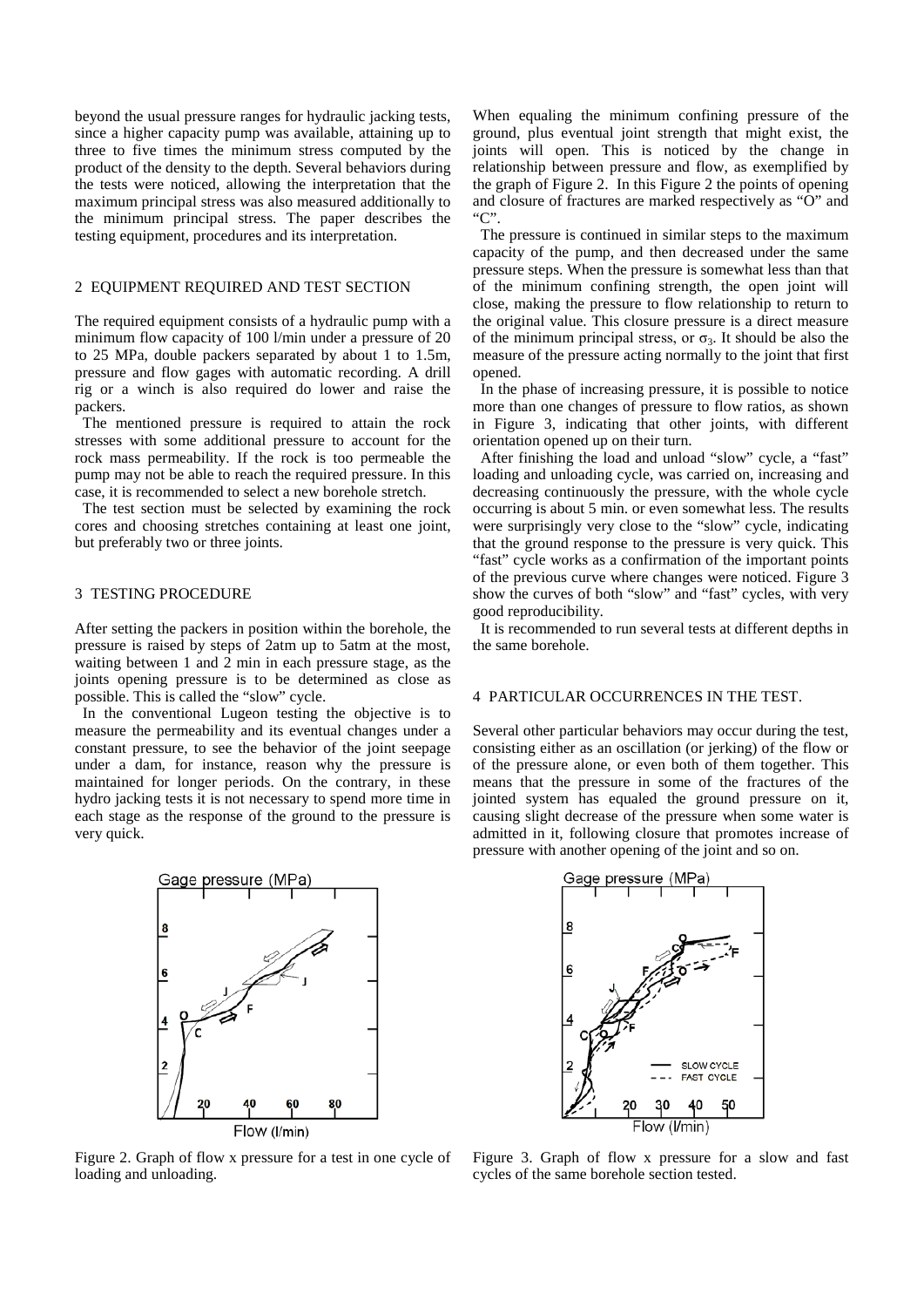beyond the usual pressure ranges for hydraulic jacking tests, since a higher capacity pump was available, attaining up to three to five times the minimum stress computed by the product of the density to the depth. Several behaviors during the tests were noticed, allowing the interpretation that the maximum principal stress was also measured additionally to the minimum principal stress. The paper describes the testing equipment, procedures and its interpretation.

## 2 EQUIPMENT REQUIRED AND TEST SECTION

The required equipment consists of a hydraulic pump with a minimum flow capacity of 100 l/min under a pressure of 20 to 25 MPa, double packers separated by about 1 to 1.5m, pressure and flow gages with automatic recording. A drill rig or a winch is also required do lower and raise the packers.

The mentioned pressure is required to attain the rock stresses with some additional pressure to account for the rock mass permeability. If the rock is too permeable the pump may not be able to reach the required pressure. In this case, it is recommended to select a new borehole stretch.

The test section must be selected by examining the rock cores and choosing stretches containing at least one joint, but preferably two or three joints.

## 3 TESTING PROCEDURE

After setting the packers in position within the borehole, the pressure is raised by steps of 2atm up to 5atm at the most, waiting between 1 and 2 min in each pressure stage, as the joints opening pressure is to be determined as close as possible. This is called the "slow" cycle.

In the conventional Lugeon testing the objective is to measure the permeability and its eventual changes under a constant pressure, to see the behavior of the joint seepage under a dam, for instance, reason why the pressure is maintained for longer periods. On the contrary, in these hydro jacking tests it is not necessary to spend more time in each stage as the response of the ground to the pressure is very quick.

When equaling the minimum confining pressure of the ground, plus eventual joint strength that might exist, the joints will open. This is noticed by the change in relationship between pressure and flow, as exemplified by the graph of Figure 2. In this Figure 2 the points of opening and closure of fractures are marked respectively as "O" and "C".

The pressure is continued in similar steps to the maximum capacity of the pump, and then decreased under the same pressure steps. When the pressure is somewhat less than that of the minimum confining strength, the open joint will close, making the pressure to flow relationship to return to the original value. This closure pressure is a direct measure of the minimum principal stress, or $\sigma_3$. It should be also the measure of the pressure acting normally to the joint that first opened.

In the phase of increasing pressure, it is possible to notice more than one changes of pressure to flow ratios, as shown in Figure 3, indicating that other joints, with different orientation opened up on their turn.

After finishing the load and unload "slow" cycle, a "fast" loading and unloading cycle, was carried on, increasing and decreasing continuously the pressure, with the whole cycle occurring is about 5 min. or even somewhat less. The results were surprisingly very close to the "slow" cycle, indicating that the ground response to the pressure is very quick. This "fast" cycle works as a confirmation of the important points of the previous curve where changes were noticed. Figure 3 show the curves of both "slow" and "fast" cycles, with very good reproducibility.

It is recommended to run several tests at different depths in the same borehole.

## 4 PARTICULAR OCCURRENCES IN THE TEST.

Several other particular behaviors may occur during the test, consisting either as an oscillation (or jerking) of the flow or of the pressure alone, or even both of them together. This means that the pressure in some of the fractures of the jointed system has equaled the ground pressure on it, causing slight decrease of the pressure when some water is admitted in it, following closure that promotes increase of pressure with another opening of the joint and so on.

Figure 2. Graph of flow x pressure for a test in one cycle of loading and unloading.

Figure 3. Graph of flow x pressure for a slow and fast cycles of the same borehole section tested.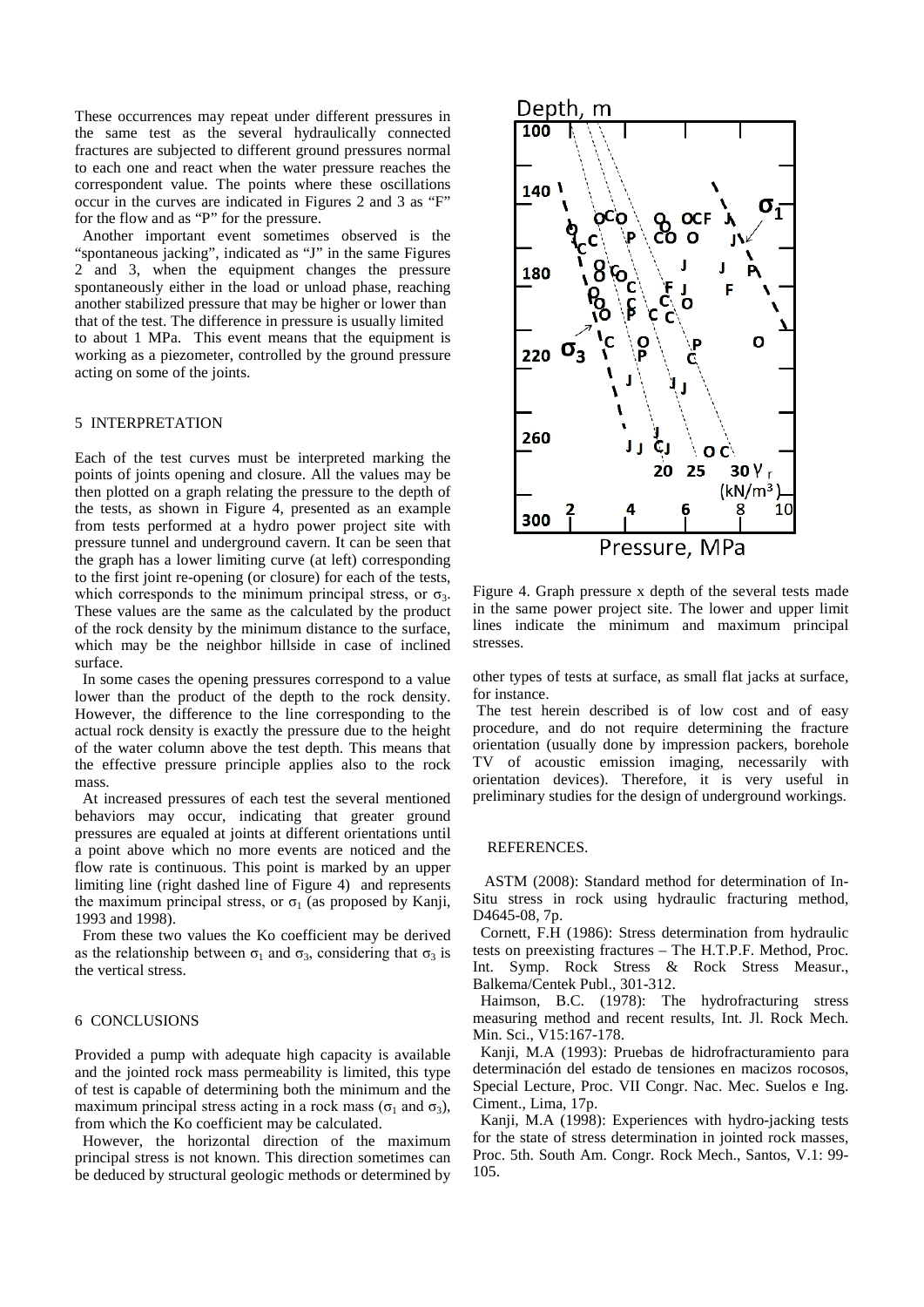These occurrences may repeat under different pressures in the same test as the several hydraulically connected fractures are subjected to different ground pressures normal to each one and react when the water pressure reaches the correspondent value. The points where these oscillations occur in the curves are indicated in Figures 2 and 3 as "F" for the flow and as "P" for the pressure.

Another important event sometimes observed is the "spontaneous jacking", indicated as "J" in the same Figures 2 and 3, when the equipment changes the pressure spontaneously either in the load or unload phase, reaching another stabilized pressure that may be higher or lower than that of the test. The difference in pressure is usually limited to about 1 MPa. This event means that the equipment is working as a piezometer, controlled by the ground pressure acting on some of the joints.

## 5 INTERPRETATION

Each of the test curves must be interpreted marking the points of joints opening and closure. All the values may be then plotted on a graph relating the pressure to the depth of the tests, as shown in Figure 4, presented as an example from tests performed at a hydro power project site with pressure tunnel and underground cavern. It can be seen that the graph has a lower limiting curve (at left) corresponding to the first joint re-opening (or closure) for each of the tests, which corresponds to the minimum principal stress, or $\sigma_3$. These values are the same as the calculated by the product of the rock density by the minimum distance to the surface, which may be the neighbor hillside in case of inclined surface.

In some cases the opening pressures correspond to a value lower than the product of the depth to the rock density. However, the difference to the line corresponding to the actual rock density is exactly the pressure due to the height of the water column above the test depth. This means that the effective pressure principle applies also to the rock mass.

At increased pressures of each test the several mentioned behaviors may occur, indicating that greater ground pressures are equaled at joints at different orientations until a point above which no more events are noticed and the flow rate is continuous. This point is marked by an upper limiting line (right dashed line of Figure 4) and represents the maximum principal stress, or $\sigma_1$ (as proposed by Kanji, 1993 and 1998).

From these two values the Ko coefficient may be derived as the relationship between $\sigma_1$ and $\sigma_3$, considering that $\sigma_3$ is the vertical stress.

## 6 CONCLUSIONS

Provided a pump with adequate high capacity is available and the jointed rock mass permeability is limited, this type of test is capable of determining both the minimum and the maximum principal stress acting in a rock mass ($\sigma_1$ and $\sigma_3$), from which the Ko coefficient may be calculated.

However, the horizontal direction of the maximum principal stress is not known. This direction sometimes can be deduced by structural geologic methods or determined by other types of tests at surface, as small flat jacks at surface, for instance.

The test herein described is of low cost and of easy procedure, and do not require determining the fracture orientation (usually done by impression packers, borehole TV of acoustic emission imaging, necessarily with orientation devices). Therefore, it is very useful in preliminary studies for the design of underground workings.

Depth, m
100
140
180
220
260
300
$\sigma_1$
$\sigma_3$
20 25 30 $\gamma_r$ (kN/m³)
2 4 6 8 10
Pressure, MPa

Figure 4. Graph pressure x depth of the several tests made in the same power project site. The lower and upper limit lines indicate the minimum and maximum principal stresses.

## REFERENCES

ASTM (2008): Standard method for determination of In-Situ stress in rock using hydraulic fracturing method, D4645-08, 7p.

Cornett, F.H (1986): Stress determination from hydraulic tests on preexisting fractures – The H.T.P.F. Method, Proc. Int. Symp. Rock Stress & Rock Stress Measur., Balkema/Centek Publ., 301-312.

Haimson, B.C. (1978): The hydrofracturing stress measuring method and recent results, Int. Jl. Rock Mech. Min. Sci., V15:167-178.

Kanji, M.A (1993): Pruebas de hidrofracturamiento para determinación del estado de tensiones en macizos rocosos, Special Lecture, Proc. VII Congr. Nac. Mec. Suelos e Ing. Ciment., Lima, 17p.

Kanji, M.A (1998): Experiences with hydro-jacking tests for the state of stress determination in jointed rock masses, Proc. 5th. South Am. Congr. Rock Mech., Santos, V.1: 99-105.